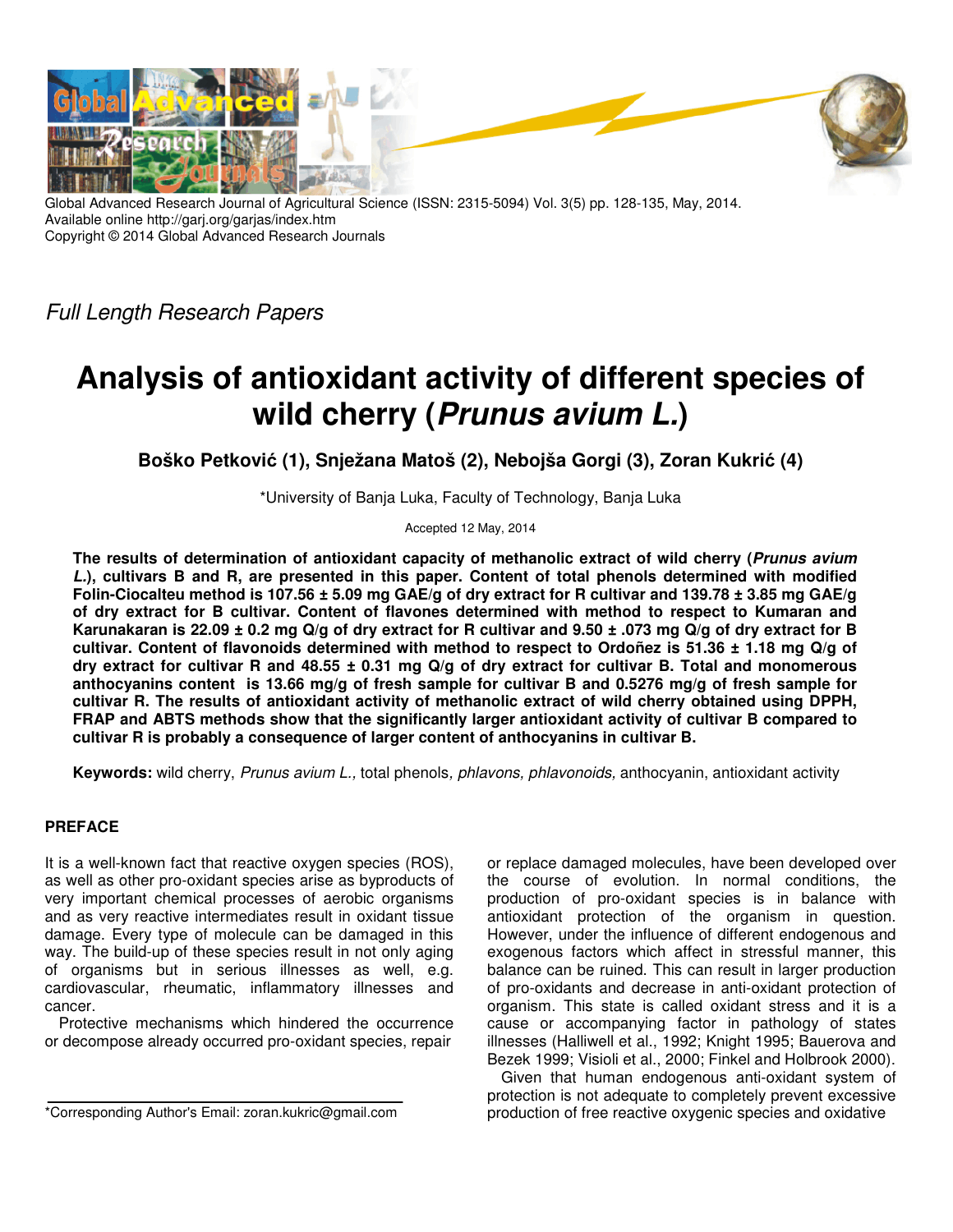Global Advanced Research Journal of Agricultural Science (ISSN: 2315-5094) Vol. 3(5) pp. 128-135, May, 2014.
Available online http://garj.org/garjas/index.htm
Copyright © 2014 Global Advanced Research Journals

*Full Length Research Papers*

# Analysis of antioxidant activity of different species of wild cherry (*Prunus avium L.*)

**Boško Petković (1), Snježana Matoš (2), Nebojša Gorgi (3), Zoran Kukrić (4)**

*University of Banja Luka, Faculty of Technology, Banja Luka

Accepted 12 May, 2014

**The results of determination of antioxidant capacity of methanolic extract of wild cherry (*Prunus avium L.*), cultivars B and R, are presented in this paper. Content of total phenols determined with modified Folin-Ciocalteu method is 107.56 ± 5.09 mg GAE/g of dry extract for R cultivar and 139.78 ± 3.85 mg GAE/g of dry extract for B cultivar. Content of flavones determined with method to respect to Kumaran and Karunakaran is 22.09 ± 0.2 mg Q/g of dry extract for R cultivar and 9.50 ± .073 mg Q/g of dry extract for B cultivar. Content of flavonoids determined with method to respect to Ordoñez is 51.36 ± 1.18 mg Q/g of dry extract for cultivar R and 48.55 ± 0.31 mg Q/g of dry extract for cultivar B. Total and monomerous anthocyanins content is 13.66 mg/g of fresh sample for cultivar B and 0.5276 mg/g of fresh sample for cultivar R. The results of antioxidant activity of methanolic extract of wild cherry obtained using DPPH, FRAP and ABTS methods show that the significantly larger antioxidant activity of cultivar B compared to cultivar R is probably a consequence of larger content of anthocyanins in cultivar B.**

**Keywords:** wild cherry, *Prunus avium L.,* total phenols*, phlavons, phlavonoids,* anthocyanin, antioxidant activity

## PREFACE

It is a well-known fact that reactive oxygen species (ROS), as well as other pro-oxidant species arise as byproducts of very important chemical processes of aerobic organisms and as very reactive intermediates result in oxidant tissue damage. Every type of molecule can be damaged in this way. The build-up of these species result in not only aging of organisms but in serious illnesses as well, e.g. cardiovascular, rheumatic, inflammatory illnesses and cancer.

Protective mechanisms which hindered the occurrence or decompose already occurred pro-oxidant species, repair or replace damaged molecules, have been developed over the course of evolution. In normal conditions, the production of pro-oxidant species is in balance with antioxidant protection of the organism in question. However, under the influence of different endogenous and exogenous factors which affect in stressful manner, this balance can be ruined. This can result in larger production of pro-oxidants and decrease in anti-oxidant protection of organism. This state is called oxidant stress and it is a cause or accompanying factor in pathology of states illnesses (Halliwell et al., 1992; Knight 1995; Bauerova and Bezek 1999; Visioli et al., 2000; Finkel and Holbrook 2000).

Given that human endogenous anti-oxidant system of protection is not adequate to completely prevent excessive production of free reactive oxygenic species and oxidative

*Corresponding Author's Email: zoran.kukric@gmail.com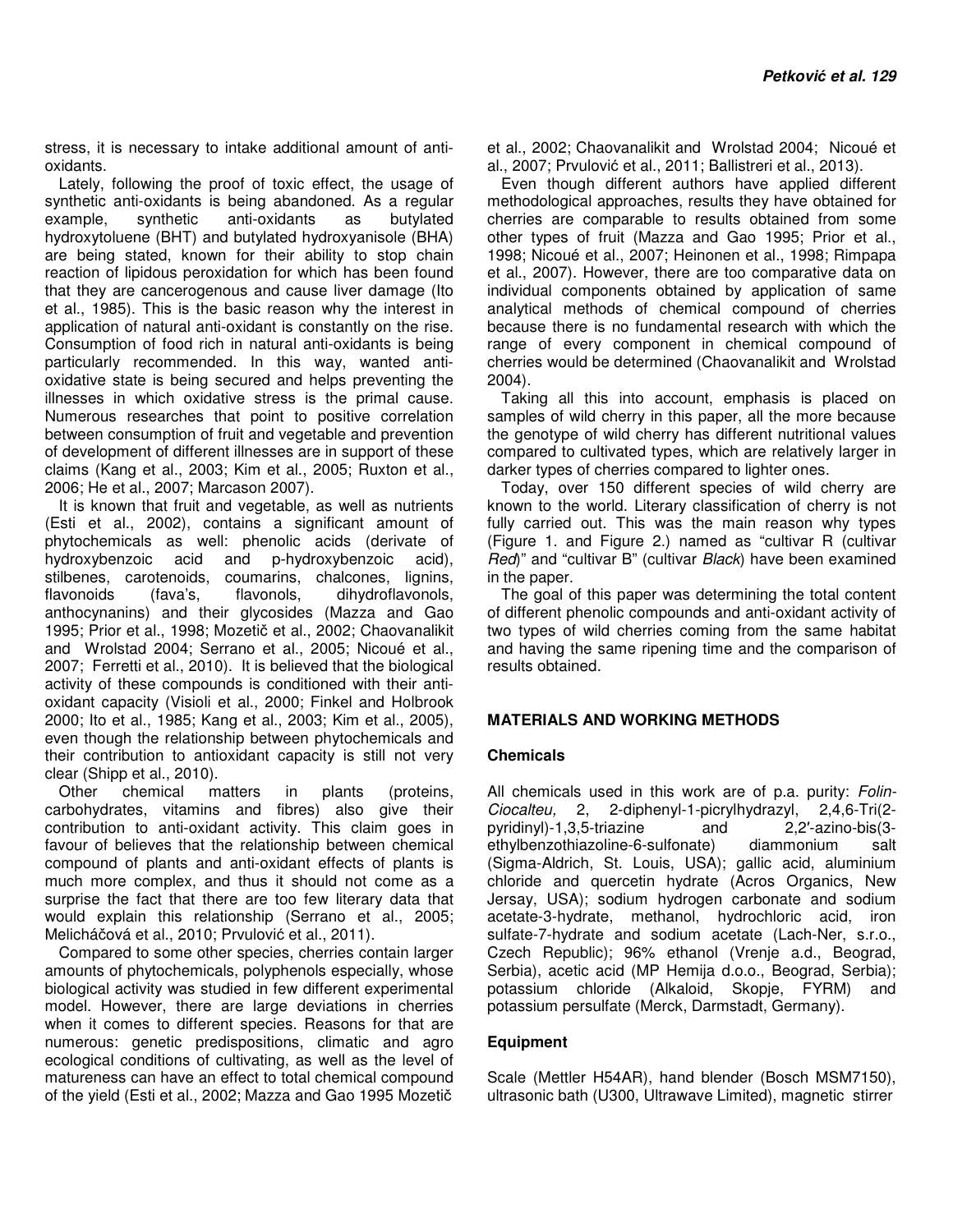stress, it is necessary to intake additional amount of anti-oxidants.

Lately, following the proof of toxic effect, the usage of synthetic anti-oxidants is being abandoned. As a regular example, synthetic anti-oxidants as butylated hydroxytoluene (BHT) and butylated hydroxyanisole (BHA) are being stated, known for their ability to stop chain reaction of lipidous peroxidation for which has been found that they are cancerogenous and cause liver damage (Ito et al., 1985). This is the basic reason why the interest in application of natural anti-oxidant is constantly on the rise. Consumption of food rich in natural anti-oxidants is being particularly recommended. In this way, wanted anti-oxidative state is being secured and helps preventing the illnesses in which oxidative stress is the primal cause. Numerous researches that point to positive correlation between consumption of fruit and vegetable and prevention of development of different illnesses are in support of these claims (Kang et al., 2003; Kim et al., 2005; Ruxton et al., 2006; He et al., 2007; Marcason 2007).

It is known that fruit and vegetable, as well as nutrients (Esti et al., 2002), contains a significant amount of phytochemicals as well: phenolic acids (derivate of hydroxybenzoic acid and p-hydroxybenzoic acid), stilbenes, carotenoids, coumarins, chalcones, lignins, flavonoids (fava's, flavonols, dihydroflavonols, anthocynanins) and their glycosides (Mazza and Gao 1995; Prior et al., 1998; Mozetič et al., 2002; Chaovanalikit and Wrolstad 2004; Serrano et al., 2005; Nicoué et al., 2007; Ferretti et al., 2010). It is believed that the biological activity of these compounds is conditioned with their anti-oxidant capacity (Visioli et al., 2000; Finkel and Holbrook 2000; Ito et al., 1985; Kang et al., 2003; Kim et al., 2005), even though the relationship between phytochemicals and their contribution to antioxidant capacity is still not very clear (Shipp et al., 2010).

Other chemical matters in plants (proteins, carbohydrates, vitamins and fibres) also give their contribution to anti-oxidant activity. This claim goes in favour of believes that the relationship between chemical compound of plants and anti-oxidant effects of plants is much more complex, and thus it should not come as a surprise the fact that there are too few literary data that would explain this relationship (Serrano et al., 2005; Melicháčová et al., 2010; Prvulović et al., 2011).

Compared to some other species, cherries contain larger amounts of phytochemicals, polyphenols especially, whose biological activity was studied in few different experimental model. However, there are large deviations in cherries when it comes to different species. Reasons for that are numerous: genetic predispositions, climatic and agro ecological conditions of cultivating, as well as the level of matureness can have an effect to total chemical compound of the yield (Esti et al., 2002; Mazza and Gao 1995 Mozetič et al., 2002; Chaovanalikit and Wrolstad 2004; Nicoué et al., 2007; Prvulović et al., 2011; Ballistreri et al., 2013).

Even though different authors have applied different methodological approaches, results they have obtained for cherries are comparable to results obtained from some other types of fruit (Mazza and Gao 1995; Prior et al., 1998; Nicoué et al., 2007; Heinonen et al., 1998; Rimpapa et al., 2007). However, there are too comparative data on individual components obtained by application of same analytical methods of chemical compound of cherries because there is no fundamental research with which the range of every component in chemical compound of cherries would be determined (Chaovanalikit and Wrolstad 2004).

Taking all this into account, emphasis is placed on samples of wild cherry in this paper, all the more because the genotype of wild cherry has different nutritional values compared to cultivated types, which are relatively larger in darker types of cherries compared to lighter ones.

Today, over 150 different species of wild cherry are known to the world. Literary classification of cherry is not fully carried out. This was the main reason why types (Figure 1. and Figure 2.) named as "cultivar R (cultivar *Red*)" and "cultivar B" (cultivar *Black*) have been examined in the paper.

The goal of this paper was determining the total content of different phenolic compounds and anti-oxidant activity of two types of wild cherries coming from the same habitat and having the same ripening time and the comparison of results obtained.

## MATERIALS AND WORKING METHODS

### Chemicals

All chemicals used in this work are of p.a. purity: *Folin-Ciocalteu,* 2, 2-diphenyl-1-picrylhydrazyl, 2,4,6-Tri(2-pyridinyl)-1,3,5-triazine and 2,2′-azino-bis(3-ethylbenzothiazoline-6-sulfonate) diammonium salt (Sigma-Aldrich, St. Louis, USA); gallic acid, aluminium chloride and quercetin hydrate (Acros Organics, New Jersay, USA); sodium hydrogen carbonate and sodium acetate-3-hydrate, methanol, hydrochloric acid, iron sulfate-7-hydrate and sodium acetate (Lach-Ner, s.r.o., Czech Republic); 96% ethanol (Vrenje a.d., Beograd, Serbia), acetic acid (MP Hemija d.o.o., Beograd, Serbia); potassium chloride (Alkaloid, Skopje, FYRM) and potassium persulfate (Merck, Darmstadt, Germany).

### Equipment

Scale (Mettler H54AR), hand blender (Bosch MSM7150), ultrasonic bath (U300, Ultrawave Limited), magnetic stirrer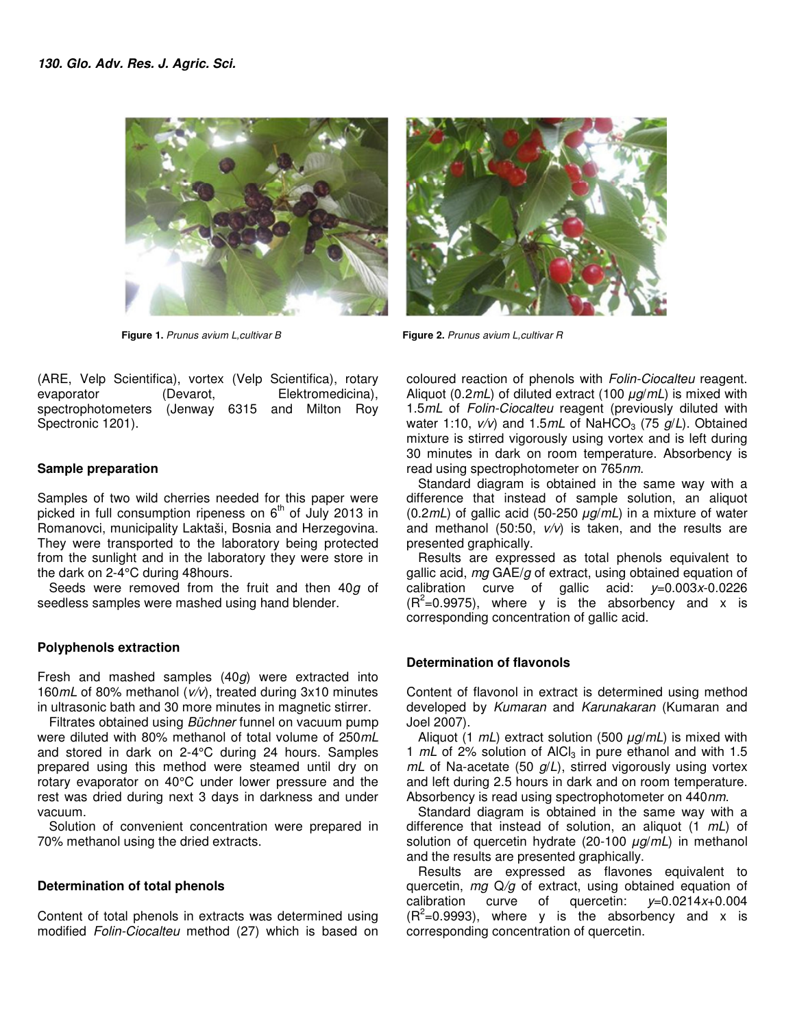Figure 1. *Prunus avium L,cultivar B*

Figure 2. *Prunus avium L,cultivar R*

(ARE, Velp Scientifica), vortex (Velp Scientifica), rotary evaporator (Devarot, Elektromedicina), spectrophotometers (Jenway 6315 and Milton Roy Spectronic 1201).

**Sample preparation**

Samples of two wild cherries needed for this paper were picked in full consumption ripeness on 6[th] of July 2013 in Romanovci, municipality Laktaši, Bosnia and Herzegovina. They were transported to the laboratory being protected from the sunlight and in the laboratory they were store in the dark on 2-4°C during 48hours.

Seeds were removed from the fruit and then 40*g* of seedless samples were mashed using hand blender.

**Polyphenols extraction**

Fresh and mashed samples (40*g*) were extracted into 160*mL* of 80% methanol (*v/v*), treated during 3x10 minutes in ultrasonic bath and 30 more minutes in magnetic stirrer.

Filtrates obtained using *Büchner* funnel on vacuum pump were diluted with 80% methanol of total volume of 250*mL* and stored in dark on 2-4°C during 24 hours. Samples prepared using this method were steamed until dry on rotary evaporator on 40°C under lower pressure and the rest was dried during next 3 days in darkness and under vacuum.

Solution of convenient concentration were prepared in 70% methanol using the dried extracts.

**Determination of total phenols**

Content of total phenols in extracts was determined using modified *Folin-Ciocalteu* method (27) which is based on coloured reaction of phenols with *Folin-Ciocalteu* reagent. Aliquot (0.2*mL*) of diluted extract (100 *μg/mL*) is mixed with 1.5*mL* of *Folin-Ciocalteu* reagent (previously diluted with water 1:10, *v/v*) and 1.5*mL* of $NaHCO_3$ (75 *g/L*). Obtained mixture is stirred vigorously using vortex and is left during 30 minutes in dark on room temperature. Absorbency is read using spectrophotometer on 765*nm*.

Standard diagram is obtained in the same way with a difference that instead of sample solution, an aliquot (0.2*mL*) of gallic acid (50-250 *μg/mL*) in a mixture of water and methanol (50:50, *v/v*) is taken, and the results are presented graphically.

Results are expressed as total phenols equivalent to gallic acid, *mg* GAE/*g* of extract, using obtained equation of calibration curve of gallic acid: $y=0.003x-0.0226$ ($R^2=0.9975$), where y is the absorbency and x is corresponding concentration of gallic acid.

**Determination of flavonols**

Content of flavonol in extract is determined using method developed by *Kumaran* and *Karunakaran* (Kumaran and Joel 2007).

Aliquot (1 *mL*) extract solution (500 *μg/mL*) is mixed with 1 *mL* of 2% solution of $AlCl_3$ in pure ethanol and with 1.5 *mL* of Na-acetate (50 *g/L*), stirred vigorously using vortex and left during 2.5 hours in dark and on room temperature. Absorbency is read using spectrophotometer on 440*nm*.

Standard diagram is obtained in the same way with a difference that instead of solution, an aliquot (1 *mL*) of solution of quercetin hydrate (20-100 *μg/mL*) in methanol and the results are presented graphically.

Results are expressed as flavones equivalent to quercetin, *mg* Q/*g* of extract, using obtained equation of calibration curve of quercetin: $y=0.0214x+0.004$ ($R^2=0.9993$), where y is the absorbency and x is corresponding concentration of quercetin.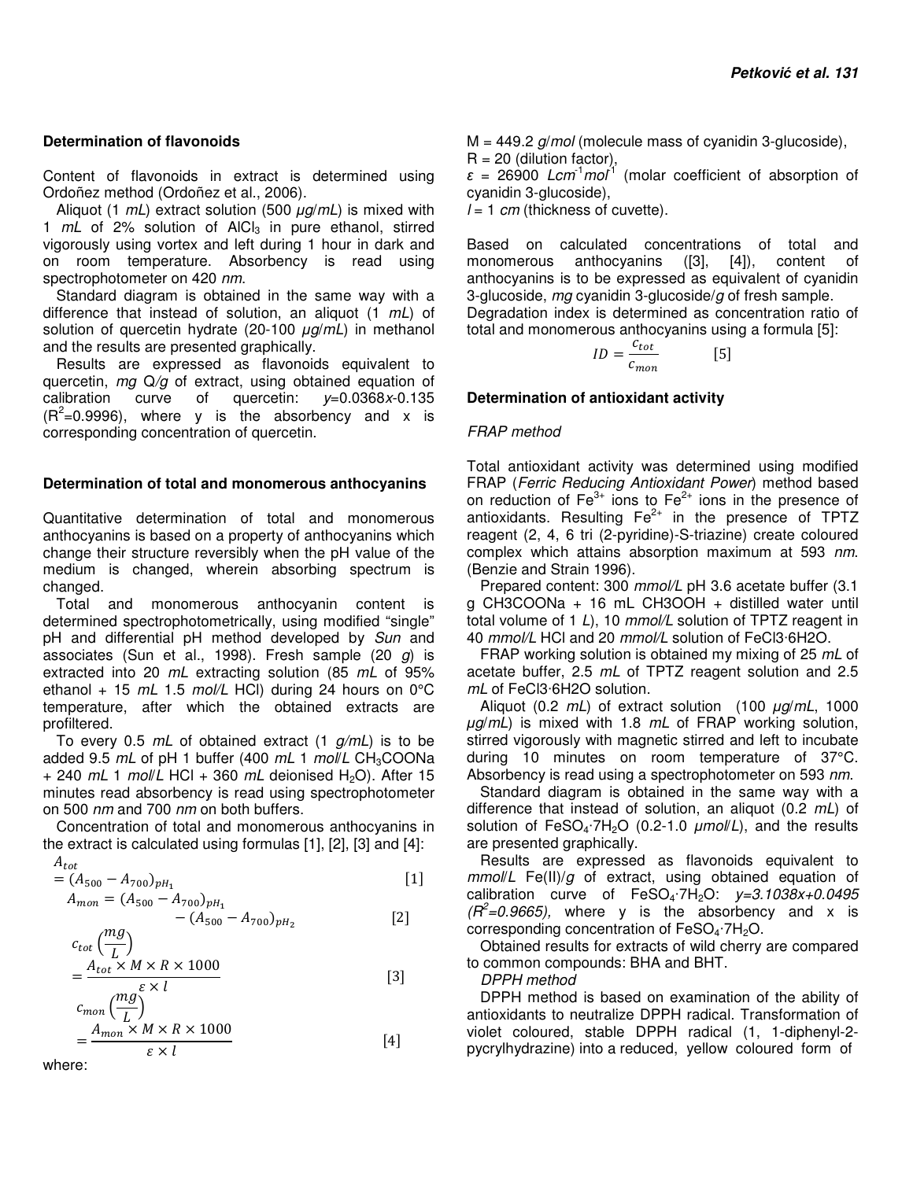### Determination of flavonoids

Content of flavonoids in extract is determined using Ordoñez method (Ordoñez et al., 2006).

Aliquot (1 *mL*) extract solution (500 *μg/mL*) is mixed with 1 *mL* of 2% solution of $AlCl_3$ in pure ethanol, stirred vigorously using vortex and left during 1 hour in dark and on room temperature. Absorbency is read using spectrophotometer on 420 *nm*.

Standard diagram is obtained in the same way with a difference that instead of solution, an aliquot (1 *mL*) of solution of quercetin hydrate (20-100 *μg/mL*) in methanol and the results are presented graphically.

Results are expressed as flavonoids equivalent to quercetin, *mg* Q*/g* of extract, using obtained equation of calibration curve of quercetin: $y=0.0368x-0.135$ ($R^2=0.9996$), where y is the absorbency and x is corresponding concentration of quercetin.

### Determination of total and monomerous anthocyanins

Quantitative determination of total and monomerous anthocyanins is based on a property of anthocyanins which change their structure reversibly when the pH value of the medium is changed, wherein absorbing spectrum is changed.

Total and monomerous anthocyanin content is determined spectrophotometrically, using modified "single" pH and differential pH method developed by *Sun* and associates (Sun et al., 1998). Fresh sample (20 *g*) is extracted into 20 *mL* extracting solution (85 *mL* of 95% ethanol + 15 *mL* 1.5 *mol/L* HCl) during 24 hours on 0°C temperature, after which the obtained extracts are profiltered.

To every 0.5 *mL* of obtained extract (1 *g/mL*) is to be added 9.5 *mL* of pH 1 buffer (400 *mL* 1 *mol/L* $CH_3COONa$ + 240 *mL* 1 *mol/L* HCl + 360 *mL* deionised $H_2O$). After 15 minutes read absorbency is read using spectrophotometer on 500 *nm* and 700 *nm* on both buffers.

Concentration of total and monomerous anthocyanins in the extract is calculated using formulas [1], [2], [3] and [4]:

$$A_{tot} = (A_{500} - A_{700})_{pH_1} \quad [1]$$

$$A_{mon} = (A_{500} - A_{700})_{pH_1} - (A_{500} - A_{700})_{pH_2} \quad [2]$$

$$c_{tot}\left(\frac{mg}{L}\right) = \frac{A_{tot} \times M \times R \times 1000}{\varepsilon \times l} \quad [3]$$

$$c_{mon}\left(\frac{mg}{L}\right) = \frac{A_{mon} \times M \times R \times 1000}{\varepsilon \times l} \quad [4]$$

where:

M = 449.2 *g/mol* (molecule mass of cyanidin 3-glucoside),
R = 20 (dilution factor),
$\varepsilon$ = 26900 $Lcm^{-1}mol^{-1}$ (molar coefficient of absorption of cyanidin 3-glucoside),
*l* = 1 *cm* (thickness of cuvette).

Based on calculated concentrations of total and monomerous anthocyanins ([3], [4]), content of anthocyanins is to be expressed as equivalent of cyanidin 3-glucoside, *mg* cyanidin 3-glucoside/*g* of fresh sample.
Degradation index is determined as concentration ratio of total and monomerous anthocyanins using a formula [5]:

$$ID = \frac{c_{tot}}{c_{mon}} \quad [5]$$

### Determination of antioxidant activity

*FRAP method*

Total antioxidant activity was determined using modified FRAP (*Ferric Reducing Antioxidant Power*) method based on reduction of $Fe^{3+}$ ions to $Fe^{2+}$ ions in the presence of antioxidants. Resulting $Fe^{2+}$ in the presence of TPTZ reagent (2, 4, 6 tri (2-pyridine)-S-triazine) create coloured complex which attains absorption maximum at 593 *nm*. (Benzie and Strain 1996).

Prepared content: 300 *mmol/L* pH 3.6 acetate buffer (3.1 g CH3COONa + 16 mL CH3OOH + distilled water until total volume of 1 *L*), 10 *mmol/L* solution of TPTZ reagent in 40 *mmol/L* HCl and 20 *mmol/L* solution of FeCl3·6H2O.

FRAP working solution is obtained my mixing of 25 *mL* of acetate buffer, 2.5 *mL* of TPTZ reagent solution and 2.5 *mL* of FeCl3·6H2O solution.

Aliquot (0.2 *mL*) of extract solution (100 *μg/mL*, 1000 *μg/mL*) is mixed with 1.8 *mL* of FRAP working solution, stirred vigorously with magnetic stirred and left to incubate during 10 minutes on room temperature of 37°C. Absorbency is read using a spectrophotometer on 593 *nm*.

Standard diagram is obtained in the same way with a difference that instead of solution, an aliquot (0.2 *mL*) of solution of $FeSO_4 \cdot 7H_2O$ (0.2-1.0 *μmol/L*), and the results are presented graphically.

Results are expressed as flavonoids equivalent to *mmol/L* Fe(II)/*g* of extract, using obtained equation of calibration curve of $FeSO_4 \cdot 7H_2O$: $y=3.1038x+0.0495$ ($R^2=0.9665$), where y is the absorbency and x is corresponding concentration of $FeSO_4 \cdot 7H_2O$.

Obtained results for extracts of wild cherry are compared to common compounds: BHA and BHT.

*DPPH method*

DPPH method is based on examination of the ability of antioxidants to neutralize DPPH radical. Transformation of violet coloured, stable DPPH radical (1, 1-diphenyl-2-pycrylhydrazine) into a reduced, yellow coloured form of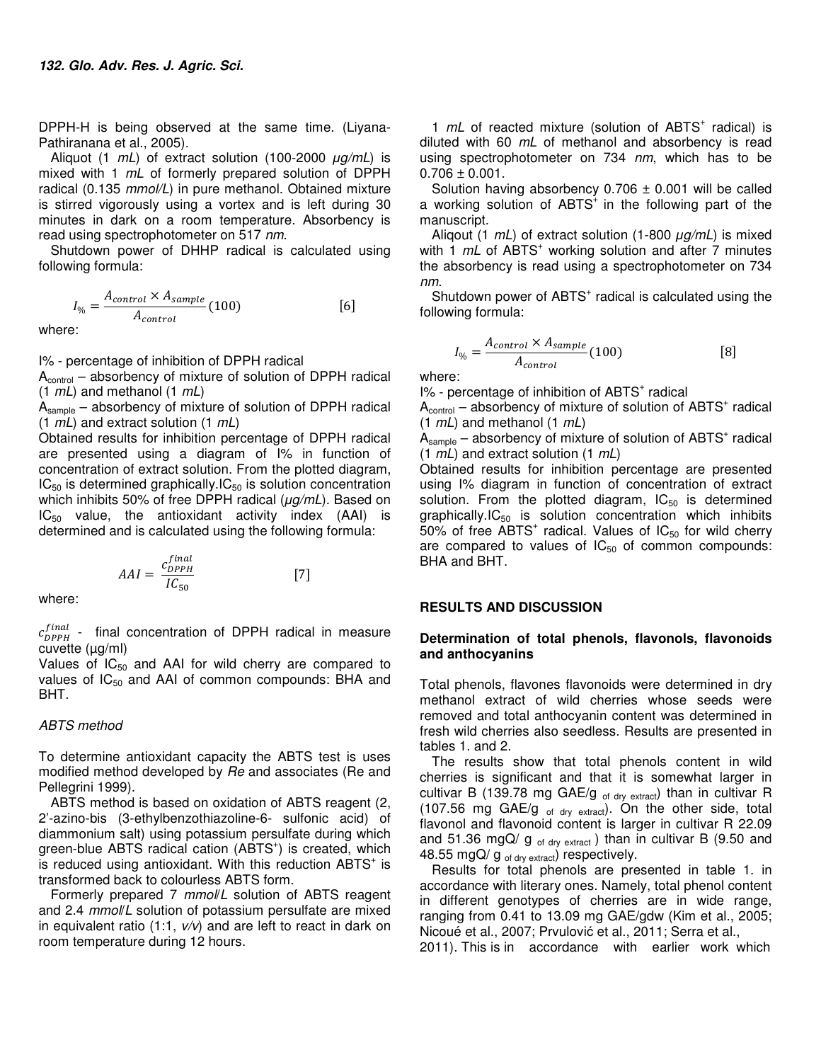DPPH-H is being observed at the same time. (Liyana-Pathiranana et al., 2005).

Aliquot (1 *mL*) of extract solution (100-2000 *μg/mL*) is mixed with 1 *mL* of formerly prepared solution of DPPH radical (0.135 *mmol/L*) in pure methanol. Obtained mixture is stirred vigorously using a vortex and is left during 30 minutes in dark on a room temperature. Absorbency is read using spectrophotometer on 517 *nm*.

Shutdown power of DHHP radical is calculated using following formula:

$$I_{\%} = \frac{A_{control} \times A_{sample}}{A_{control}}(100) \qquad [6]$$

where:

I% - percentage of inhibition of DPPH radical

$A_{control}$ – absorbency of mixture of solution of DPPH radical (1 *mL*) and methanol (1 *mL*)

$A_{sample}$ – absorbency of mixture of solution of DPPH radical (1 *mL*) and extract solution (1 *mL*)

Obtained results for inhibition percentage of DPPH radical are presented using a diagram of I% in function of concentration of extract solution. From the plotted diagram, $IC_{50}$ is determined graphically.$IC_{50}$ is solution concentration which inhibits 50% of free DPPH radical (*μg/mL*). Based on $IC_{50}$ value, the antioxidant activity index (AAI) is determined and is calculated using the following formula:

$$AAI = \frac{c_{DPPH}^{final}}{IC_{50}} \qquad [7]$$

where:

$c_{DPPH}^{final}$ - final concentration of DPPH radical in measure cuvette (µg/ml)

Values of $IC_{50}$ and AAI for wild cherry are compared to values of $IC_{50}$ and AAI of common compounds: BHA and BHT.

*ABTS method*

To determine antioxidant capacity the ABTS test is uses modified method developed by *Re* and associates (Re and Pellegrini 1999).

ABTS method is based on oxidation of ABTS reagent (2, 2'-azino-bis (3-ethylbenzothiazoline-6- sulfonic acid) of diammonium salt) using potassium persulfate during which green-blue ABTS radical cation ($ABTS^{+}$) is created, which is reduced using antioxidant. With this reduction $ABTS^{+}$ is transformed back to colourless ABTS form.

Formerly prepared 7 *mmol/L* solution of ABTS reagent and 2.4 *mmol/L* solution of potassium persulfate are mixed in equivalent ratio (1:1, *v/v*) and are left to react in dark on room temperature during 12 hours.

1 *mL* of reacted mixture (solution of $ABTS^{+}$ radical) is diluted with 60 *mL* of methanol and absorbency is read using spectrophotometer on 734 *nm*, which has to be 0.706 ± 0.001.

Solution having absorbency 0.706 ± 0.001 will be called a working solution of $ABTS^{+}$ in the following part of the manuscript.

Aliqout (1 *mL*) of extract solution (1-800 *μg/mL*) is mixed with 1 *mL* of $ABTS^{+}$ working solution and after 7 minutes the absorbency is read using a spectrophotometer on 734 *nm*.

Shutdown power of $ABTS^{+}$ radical is calculated using the following formula:

$$I_{\%} = \frac{A_{control} \times A_{sample}}{A_{control}}(100) \qquad [8]$$

where:

I% - percentage of inhibition of $ABTS^{+}$ radical

$A_{control}$ – absorbency of mixture of solution of $ABTS^{+}$ radical (1 *mL*) and methanol (1 *mL*)

$A_{sample}$ – absorbency of mixture of solution of $ABTS^{+}$ radical (1 *mL*) and extract solution (1 *mL*)

Obtained results for inhibition percentage are presented using I% diagram in function of concentration of extract solution. From the plotted diagram, $IC_{50}$ is determined graphically.$IC_{50}$ is solution concentration which inhibits 50% of free $ABTS^{+}$ radical. Values of $IC_{50}$ for wild cherry are compared to values of $IC_{50}$ of common compounds: BHA and BHT.

## RESULTS AND DISCUSSION

### Determination of total phenols, flavonols, flavonoids and anthocyanins

Total phenols, flavones flavonoids were determined in dry methanol extract of wild cherries whose seeds were removed and total anthocyanin content was determined in fresh wild cherries also seedless. Results are presented in tables 1. and 2.

The results show that total phenols content in wild cherries is significant and that it is somewhat larger in cultivar B (139.78 mg GAE/g $_{\text{of dry extract}}$) than in cultivar R (107.56 mg GAE/g $_{\text{of dry extract}}$). On the other side, total flavonol and flavonoid content is larger in cultivar R 22.09 and 51.36 mgQ/ g $_{\text{of dry extract}}$ ) than in cultivar B (9.50 and 48.55 mgQ/ g $_{\text{of dry extract}}$) respectively.

Results for total phenols are presented in table 1. in accordance with literary ones. Namely, total phenol content in different genotypes of cherries are in wide range, ranging from 0.41 to 13.09 mg GAE/gdw (Kim et al., 2005; Nicoué et al., 2007; Prvulović et al., 2011; Serra et al., 2011). This is in accordance with earlier work which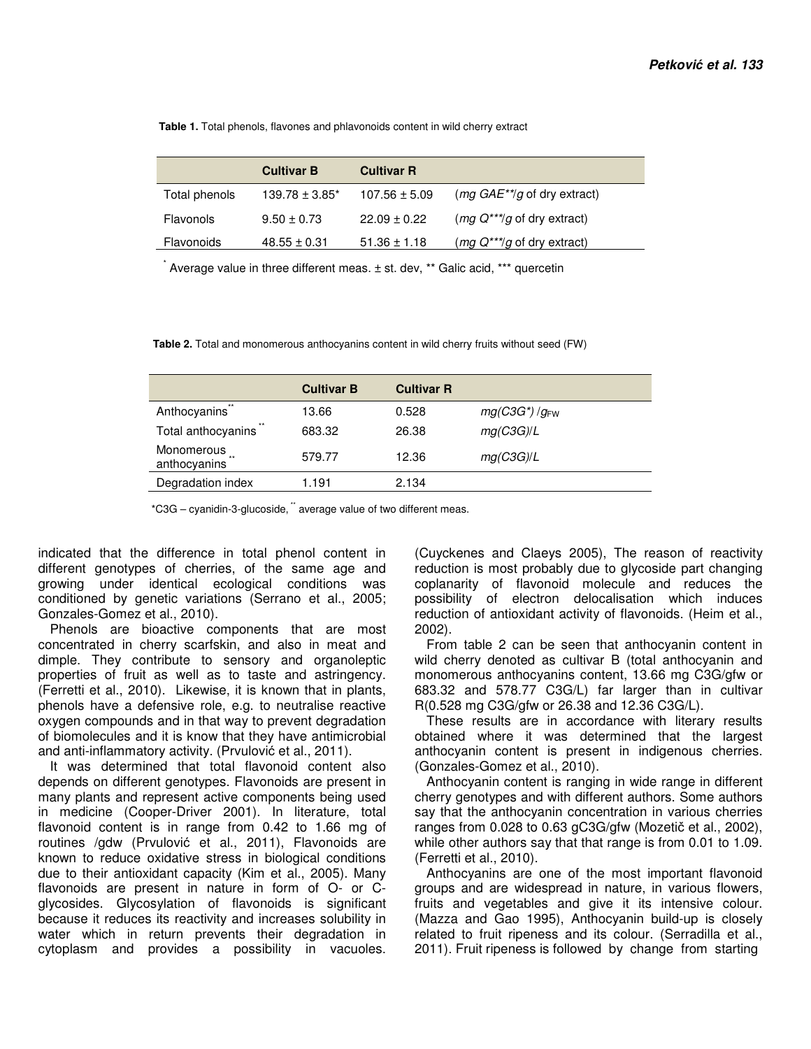**Table 1.** Total phenols, flavones and phlavonoids content in wild cherry extract

| | Cultivar B | Cultivar R | |
|---|---|---|---|
| Total phenols | 139.78 ± 3.85* | 107.56 ± 5.09 | (*mg GAE***/*g* of dry extract) |
| Flavonols | 9.50 ± 0.73 | 22.09 ± 0.22 | (*mg Q****/*g* of dry extract) |
| Flavonoids | 48.55 ± 0.31 | 51.36 ± 1.18 | (*mg Q****/*g* of dry extract) |

* Average value in three different meas. ± st. dev, ** Galic acid, *** quercetin

**Table 2.** Total and monomerous anthocyanins content in wild cherry fruits without seed (FW)

| | Cultivar B | Cultivar R | |
|---|---|---|---|
| Anthocyanins** | 13.66 | 0.528 | *mg(C3G*) /$g_{FW}$* |
| Total anthocyanins ** | 683.32 | 26.38 | *mg(C3G)/L* |
| Monomerous anthocyanins ** | 579.77 | 12.36 | *mg(C3G)/L* |
| Degradation index | 1.191 | 2.134 | |

*C3G – cyanidin-3-glucoside, ** average value of two different meas.

indicated that the difference in total phenol content in different genotypes of cherries, of the same age and growing under identical ecological conditions was conditioned by genetic variations (Serrano et al., 2005; Gonzales-Gomez et al., 2010).

Phenols are bioactive components that are most concentrated in cherry scarfskin, and also in meat and dimple. They contribute to sensory and organoleptic properties of fruit as well as to taste and astringency. (Ferretti et al., 2010). Likewise, it is known that in plants, phenols have a defensive role, e.g. to neutralise reactive oxygen compounds and in that way to prevent degradation of biomolecules and it is know that they have antimicrobial and anti-inflammatory activity. (Prvulović et al., 2011).

It was determined that total flavonoid content also depends on different genotypes. Flavonoids are present in many plants and represent active components being used in medicine (Cooper-Driver 2001). In literature, total flavonoid content is in range from 0.42 to 1.66 mg of routines /gdw (Prvulović et al., 2011), Flavonoids are known to reduce oxidative stress in biological conditions due to their antioxidant capacity (Kim et al., 2005). Many flavonoids are present in nature in form of O- or C-glycosides. Glycosylation of flavonoids is significant because it reduces its reactivity and increases solubility in water which in return prevents their degradation in cytoplasm and provides a possibility in vacuoles. (Cuyckenes and Claeys 2005), The reason of reactivity reduction is most probably due to glycoside part changing coplanarity of flavonoid molecule and reduces the possibility of electron delocalisation which induces reduction of antioxidant activity of flavonoids. (Heim et al., 2002).

From table 2 can be seen that anthocyanin content in wild cherry denoted as cultivar B (total anthocyanin and monomerous anthocyanins content, 13.66 mg C3G/gfw or 683.32 and 578.77 C3G/L) far larger than in cultivar R(0.528 mg C3G/gfw or 26.38 and 12.36 C3G/L).

These results are in accordance with literary results obtained where it was determined that the largest anthocyanin content is present in indigenous cherries. (Gonzales-Gomez et al., 2010).

Anthocyanin content is ranging in wide range in different cherry genotypes and with different authors. Some authors say that the anthocyanin concentration in various cherries ranges from 0.028 to 0.63 gC3G/gfw (Mozetič et al., 2002), while other authors say that that range is from 0.01 to 1.09. (Ferretti et al., 2010).

Anthocyanins are one of the most important flavonoid groups and are widespread in nature, in various flowers, fruits and vegetables and give it its intensive colour. (Mazza and Gao 1995), Anthocyanin build-up is closely related to fruit ripeness and its colour. (Serradilla et al., 2011). Fruit ripeness is followed by change from starting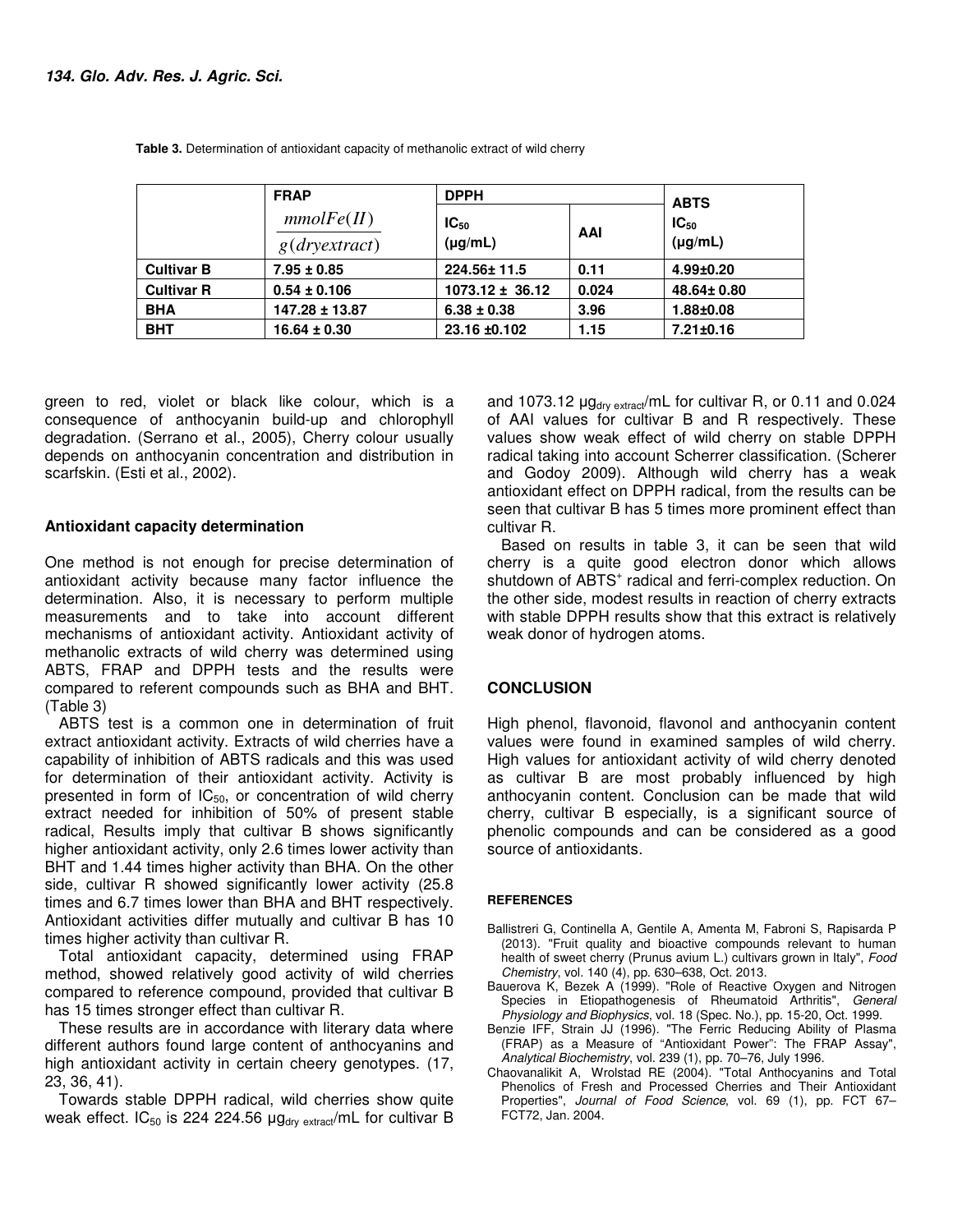**Table 3.** Determination of antioxidant capacity of methanolic extract of wild cherry

| | FRAP | DPPH | | ABTS |
|---|---|---|---|---|
| | $\frac{mmolFe(II)}{g(dryextract)}$ | $IC_{50}$ (µg/mL) | AAI | $IC_{50}$ (µg/mL) |
| **Cultivar B** | 7.95 ± 0.85 | 224.56± 11.5 | 0.11 | 4.99±0.20 |
| **Cultivar R** | 0.54 ± 0.106 | 1073.12 ± 36.12 | 0.024 | 48.64± 0.80 |
| **BHA** | 147.28 ± 13.87 | 6.38 ± 0.38 | 3.96 | 1.88±0.08 |
| **BHT** | 16.64 ± 0.30 | 23.16 ±0.102 | 1.15 | 7.21±0.16 |

green to red, violet or black like colour, which is a consequence of anthocyanin build-up and chlorophyll degradation. (Serrano et al., 2005), Cherry colour usually depends on anthocyanin concentration and distribution in scarfskin. (Esti et al., 2002).

## Antioxidant capacity determination

One method is not enough for precise determination of antioxidant activity because many factor influence the determination. Also, it is necessary to perform multiple measurements and to take into account different mechanisms of antioxidant activity. Antioxidant activity of methanolic extracts of wild cherry was determined using ABTS, FRAP and DPPH tests and the results were compared to referent compounds such as BHA and BHT. (Table 3)

ABTS test is a common one in determination of fruit extract antioxidant activity. Extracts of wild cherries have a capability of inhibition of ABTS radicals and this was used for determination of their antioxidant activity. Activity is presented in form of $IC_{50}$, or concentration of wild cherry extract needed for inhibition of 50% of present stable radical, Results imply that cultivar B shows significantly higher antioxidant activity, only 2.6 times lower activity than BHT and 1.44 times higher activity than BHA. On the other side, cultivar R showed significantly lower activity (25.8 times and 6.7 times lower than BHA and BHT respectively. Antioxidant activities differ mutually and cultivar B has 10 times higher activity than cultivar R.

Total antioxidant capacity, determined using FRAP method, showed relatively good activity of wild cherries compared to reference compound, provided that cultivar B has 15 times stronger effect than cultivar R.

These results are in accordance with literary data where different authors found large content of anthocyanins and high antioxidant activity in certain cheery genotypes. (17, 23, 36, 41).

Towards stable DPPH radical, wild cherries show quite weak effect. $IC_{50}$ is 224 224.56 $\mu g_{dry\ extract}$/mL for cultivar B and 1073.12 $\mu g_{dry\ extract}$/mL for cultivar R, or 0.11 and 0.024 of AAI values for cultivar B and R respectively. These values show weak effect of wild cherry on stable DPPH radical taking into account Scherrer classification. (Scherer and Godoy 2009). Although wild cherry has a weak antioxidant effect on DPPH radical, from the results can be seen that cultivar B has 5 times more prominent effect than cultivar R.

Based on results in table 3, it can be seen that wild cherry is a quite good electron donor which allows shutdown of $ABTS^{+}$ radical and ferri-complex reduction. On the other side, modest results in reaction of cherry extracts with stable DPPH results show that this extract is relatively weak donor of hydrogen atoms.

## CONCLUSION

High phenol, flavonoid, flavonol and anthocyanin content values were found in examined samples of wild cherry. High values for antioxidant activity of wild cherry denoted as cultivar B are most probably influenced by high anthocyanin content. Conclusion can be made that wild cherry, cultivar B especially, is a significant source of phenolic compounds and can be considered as a good source of antioxidants.

### REFERENCES

Ballistreri G, Continella A, Gentile A, Amenta M, Fabroni S, Rapisarda P (2013). "Fruit quality and bioactive compounds relevant to human health of sweet cherry (Prunus avium L.) cultivars grown in Italy", *Food Chemistry*, vol. 140 (4), pp. 630–638, Oct. 2013.

Bauerova K, Bezek A (1999). "Role of Reactive Oxygen and Nitrogen Species in Etiopathogenesis of Rheumatoid Arthritis", *General Physiology and Biophysics*, vol. 18 (Spec. No.), pp. 15-20, Oct. 1999.

Benzie IFF, Strain JJ (1996). "The Ferric Reducing Ability of Plasma (FRAP) as a Measure of "Antioxidant Power": The FRAP Assay", *Analytical Biochemistry*, vol. 239 (1), pp. 70–76, July 1996.

Chaovanalikit A, Wrolstad RE (2004). "Total Anthocyanins and Total Phenolics of Fresh and Processed Cherries and Their Antioxidant Properties", *Journal of Food Science*, vol. 69 (1), pp. FCT 67–FCT72, Jan. 2004.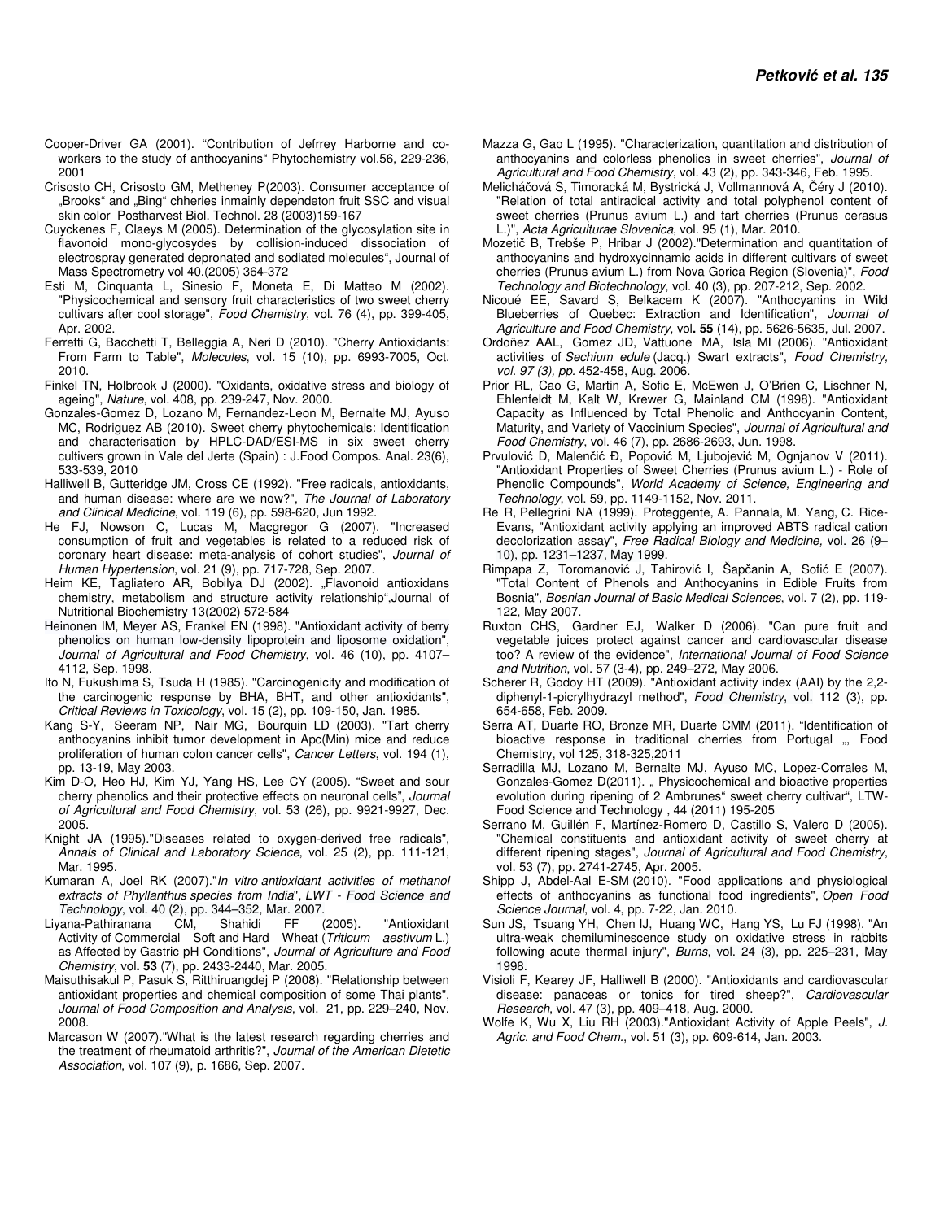Cooper-Driver GA (2001). “Contribution of Jeffrey Harborne and co-workers to the study of anthocyanins“ Phytochemistry vol.56, 229-236, 2001

Crisosto CH, Crisosto GM, Metheney P(2003). Consumer acceptance of „Brooks“ and „Bing“ chheries inmainly dependeton fruit SSC and visual skin color Postharvest Biol. Technol. 28 (2003)159-167

Cuyckenes F, Claeys M (2005). Determination of the glycosylation site in flavonoid mono-glycosydes by collision-induced dissociation of electrospray generated depronated and sodiated molecules“, Journal of Mass Spectrometry vol 40.(2005) 364-372

Esti M, Cinquanta L, Sinesio F, Moneta E, Di Matteo M (2002). "Physicochemical and sensory fruit characteristics of two sweet cherry cultivars after cool storage", *Food Chemistry*, vol. 76 (4), pp. 399-405, Apr. 2002.

Ferretti G, Bacchetti T, Belleggia A, Neri D (2010). "Cherry Antioxidants: From Farm to Table", *Molecules*, vol. 15 (10), pp. 6993-7005, Oct. 2010.

Finkel TN, Holbrook J (2000). "Oxidants, oxidative stress and biology of ageing", *Nature*, vol. 408, pp. 239-247, Nov. 2000.

Gonzales-Gomez D, Lozano M, Fernandez-Leon M, Bernalte MJ, Ayuso MC, Rodriguez AB (2010). Sweet cherry phytochemicals: Identification and characterisation by HPLC-DAD/ESI-MS in six sweet cherry cultivers grown in Vale del Jerte (Spain) : J.Food Compos. Anal. 23(6), 533-539, 2010

Halliwell B, Gutteridge JM, Cross CE (1992). "Free radicals, antioxidants, and human disease: where are we now?", *The Journal of Laboratory and Clinical Medicine*, vol. 119 (6), pp. 598-620, Jun 1992.

He FJ, Nowson C, Lucas M, Macgregor G (2007). "Increased consumption of fruit and vegetables is related to a reduced risk of coronary heart disease: meta-analysis of cohort studies", *Journal of Human Hypertension*, vol. 21 (9), pp. 717-728, Sep. 2007.

Heim KE, Tagliatero AR, Bobilya DJ (2002). „Flavonoid antioxidans chemistry, metabolism and structure activity relationship“,Journal of Nutritional Biochemistry 13(2002) 572-584

Heinonen IM, Meyer AS, Frankel EN (1998). "Antioxidant activity of berry phenolics on human low-density lipoprotein and liposome oxidation", *Journal of Agricultural and Food Chemistry*, vol. 46 (10), pp. 4107–4112, Sep. 1998.

Ito N, Fukushima S, Tsuda H (1985). "Carcinogenicity and modification of the carcinogenic response by BHA, BHT, and other antioxidants", *Critical Reviews in Toxicology*, vol. 15 (2), pp. 109-150, Jan. 1985.

Kang S-Y, Seeram NP, Nair MG, Bourquin LD (2003). "Tart cherry anthocyanins inhibit tumor development in Apc(Min) mice and reduce proliferation of human colon cancer cells", *Cancer Letters*, vol. 194 (1), pp. 13-19, May 2003.

Kim D-O, Heo HJ, Kim YJ, Yang HS, Lee CY (2005). “Sweet and sour cherry phenolics and their protective effects on neuronal cells”, *Journal of Agricultural and Food Chemistry*, vol. 53 (26), pp. 9921-9927, Dec. 2005.

Knight JA (1995)."Diseases related to oxygen-derived free radicals", *Annals of Clinical and Laboratory Science*, vol. 25 (2), pp. 111-121, Mar. 1995.

Kumaran A, Joel RK (2007)."*In vitro antioxidant activities of methanol extracts of Phyllanthus species from India*", *LWT - Food Science and Technology*, vol. 40 (2), pp. 344–352, Mar. 2007.

Liyana-Pathiranana CM, Shahidi FF (2005). "Antioxidant Activity of Commercial Soft and Hard Wheat (*Triticum aestivum* L.) as Affected by Gastric pH Conditions", *Journal of Agriculture and Food Chemistry*, vol**. 53** (7), pp. 2433-2440, Mar. 2005.

Maisuthisakul P, Pasuk S, Ritthiruangdej P (2008). "Relationship between antioxidant properties and chemical composition of some Thai plants", *Journal of Food Composition and Analysis*, vol. 21, pp. 229–240, Nov. 2008.

Marcason W (2007)."What is the latest research regarding cherries and the treatment of rheumatoid arthritis?", *Journal of the American Dietetic Association*, vol. 107 (9), p. 1686, Sep. 2007.

Mazza G, Gao L (1995). "Characterization, quantitation and distribution of anthocyanins and colorless phenolics in sweet cherries", *Journal of Agricultural and Food Chemistry*, vol. 43 (2), pp. 343-346, Feb. 1995.

Melicháčová S, Timoracká M, Bystrická J, Vollmannová A, Čéry J (2010). "Relation of total antiradical activity and total polyphenol content of sweet cherries (Prunus avium L.) and tart cherries (Prunus cerasus L.)", *Acta Agriculturae Slovenica*, vol. 95 (1), Mar. 2010.

Mozetič B, Trebše P, Hribar J (2002)."Determination and quantitation of anthocyanins and hydroxycinnamic acids in different cultivars of sweet cherries (Prunus avium L.) from Nova Gorica Region (Slovenia)", *Food Technology and Biotechnology*, vol. 40 (3), pp. 207-212, Sep. 2002.

Nicoué EE, Savard S, Belkacem K (2007). "Anthocyanins in Wild Blueberries of Quebec: Extraction and Identification", *Journal of Agriculture and Food Chemistry*, vol**. 55** (14), pp. 5626-5635, Jul. 2007.

Ordoñez AAL, Gomez JD, Vattuone MA, Isla MI (2006). "Antioxidant activities of *Sechium edule* (Jacq.) Swart extracts", *Food Chemistry, vol. 97 (3), pp*. 452-458, Aug. 2006.

Prior RL, Cao G, Martin A, Sofic E, McEwen J, O'Brien C, Lischner N, Ehlenfeldt M, Kalt W, Krewer G, Mainland CM (1998). "Antioxidant Capacity as Influenced by Total Phenolic and Anthocyanin Content, Maturity, and Variety of Vaccinium Species", *Journal of Agricultural and Food Chemistry*, vol. 46 (7), pp. 2686-2693, Jun. 1998.

Prvulović D, Malenčić Đ, Popović M, Ljubojević M, Ognjanov V (2011). "Antioxidant Properties of Sweet Cherries (Prunus avium L.) - Role of Phenolic Compounds", *World Academy of Science, Engineering and Technology*, vol. 59, pp. 1149-1152, Nov. 2011.

Re R, Pellegrini NA (1999). Proteggente, A. Pannala, M. Yang, C. Rice-Evans, "Antioxidant activity applying an improved ABTS radical cation decolorization assay", *Free Radical Biology and Medicine,* vol. 26 (9–10), pp. 1231–1237, May 1999.

Rimpapa Z, Toromanović J, Tahirović I, Šapčanin A, Sofić E (2007). "Total Content of Phenols and Anthocyanins in Edible Fruits from Bosnia", *Bosnian Journal of Basic Medical Sciences*, vol. 7 (2), pp. 119-122, May 2007.

Ruxton CHS, Gardner EJ, Walker D (2006). "Can pure fruit and vegetable juices protect against cancer and cardiovascular disease too? A review of the evidence", *International Journal of Food Science and Nutrition*, vol. 57 (3-4), pp. 249–272, May 2006.

Scherer R, Godoy HT (2009). "Antioxidant activity index (AAI) by the 2,2-diphenyl-1-picrylhydrazyl method", *Food Chemistry*, vol. 112 (3), pp. 654-658, Feb. 2009.

Serra AT, Duarte RO, Bronze MR, Duarte CMM (2011). “Identification of bioactive response in traditional cherries from Portugal „, Food Chemistry, vol 125, 318-325,2011

Serradilla MJ, Lozano M, Bernalte MJ, Ayuso MC, Lopez-Corrales M, Gonzales-Gomez D(2011). „ Physicochemical and bioactive properties evolution during ripening of 2 Ambrunes“ sweet cherry cultivar“, LTW-Food Science and Technology , 44 (2011) 195-205

Serrano M, Guillén F, Martínez-Romero D, Castillo S, Valero D (2005). "Chemical constituents and antioxidant activity of sweet cherry at different ripening stages", *Journal of Agricultural and Food Chemistry*, vol. 53 (7), pp. 2741-2745, Apr. 2005.

Shipp J, Abdel-Aal E-SM (2010). "Food applications and physiological effects of anthocyanins as functional food ingredients", *Open Food Science Journal*, vol. 4, pp. 7-22, Jan. 2010.

Sun JS, Tsuang YH, Chen IJ, Huang WC, Hang YS, Lu FJ (1998). "An ultra-weak chemiluminescence study on oxidative stress in rabbits following acute thermal injury", *Burns*, vol. 24 (3), pp. 225–231, May 1998.

Visioli F, Kearey JF, Halliwell B (2000). "Antioxidants and cardiovascular disease: panaceas or tonics for tired sheep?", *Cardiovascular Research*, vol. 47 (3), pp. 409–418, Aug. 2000.

Wolfe K, Wu X, Liu RH (2003)."Antioxidant Activity of Apple Peels", *J. Agric. and Food Chem.*, vol. 51 (3), pp. 609-614, Jan. 2003.